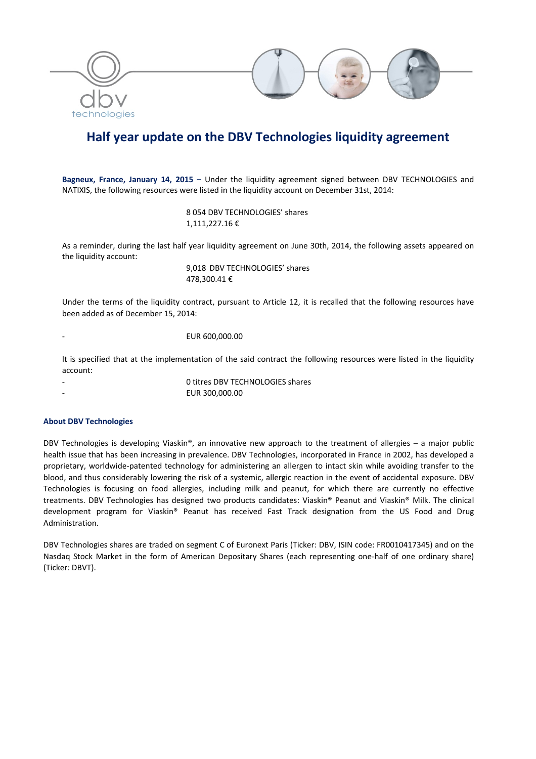# Half year update on the DBV Technologies liquidity agreement

**Bagneux, France, January 14, 2015 –** Under the liquidity agreement signed between DBV TECHNOLOGIES and NATIXIS, the following resources were listed in the liquidity account on December 31st, 2014:

8 054 DBV TECHNOLOGIES' shares
1,111,227.16 €

As a reminder, during the last half year liquidity agreement on June 30th, 2014, the following assets appeared on the liquidity account:

9,018 DBV TECHNOLOGIES' shares
478,300.41 €

Under the terms of the liquidity contract, pursuant to Article 12, it is recalled that the following resources have been added as of December 15, 2014:

- EUR 600,000.00

It is specified that at the implementation of the said contract the following resources were listed in the liquidity account:

- 0 titres DBV TECHNOLOGIES shares
- EUR 300,000.00

### About DBV Technologies

DBV Technologies is developing Viaskin®, an innovative new approach to the treatment of allergies – a major public health issue that has been increasing in prevalence. DBV Technologies, incorporated in France in 2002, has developed a proprietary, worldwide-patented technology for administering an allergen to intact skin while avoiding transfer to the blood, and thus considerably lowering the risk of a systemic, allergic reaction in the event of accidental exposure. DBV Technologies is focusing on food allergies, including milk and peanut, for which there are currently no effective treatments. DBV Technologies has designed two products candidates: Viaskin® Peanut and Viaskin® Milk. The clinical development program for Viaskin® Peanut has received Fast Track designation from the US Food and Drug Administration.

DBV Technologies shares are traded on segment C of Euronext Paris (Ticker: DBV, ISIN code: FR0010417345) and on the Nasdaq Stock Market in the form of American Depositary Shares (each representing one-half of one ordinary share) (Ticker: DBVT).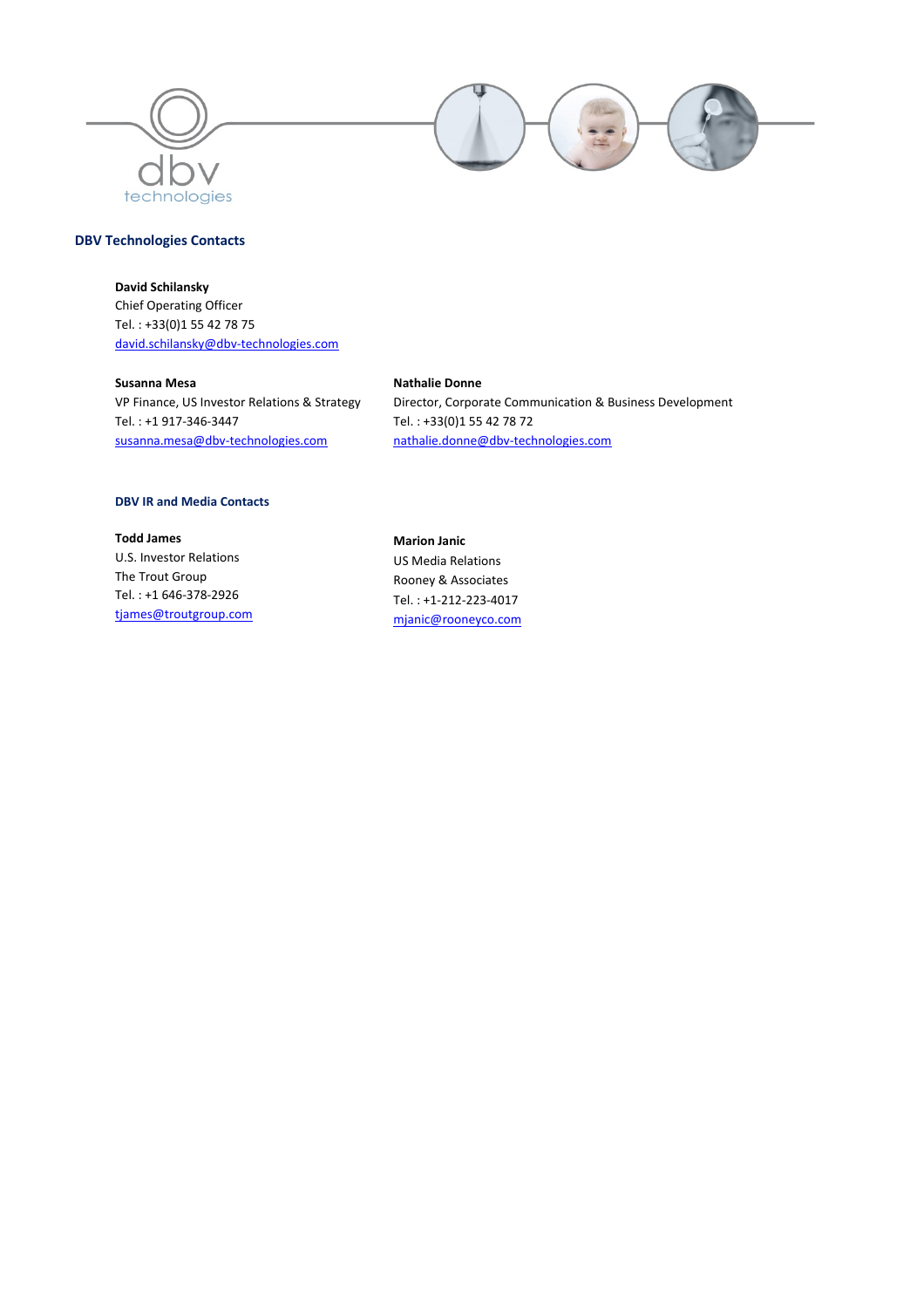## DBV Technologies Contacts

**David Schilansky**
Chief Operating Officer
Tel. : +33(0)1 55 42 78 75
david.schilansky@dbv-technologies.com

**Susanna Mesa**
VP Finance, US Investor Relations & Strategy
Tel. : +1 917-346-3447
susanna.mesa@dbv-technologies.com

**Nathalie Donne**
Director, Corporate Communication & Business Development
Tel. : +33(0)1 55 42 78 72
nathalie.donne@dbv-technologies.com

### DBV IR and Media Contacts

**Todd James**
U.S. Investor Relations
The Trout Group
Tel. : +1 646-378-2926
tjames@troutgroup.com

**Marion Janic**
US Media Relations
Rooney & Associates
Tel. : +1-212-223-4017
mjanic@rooneyco.com